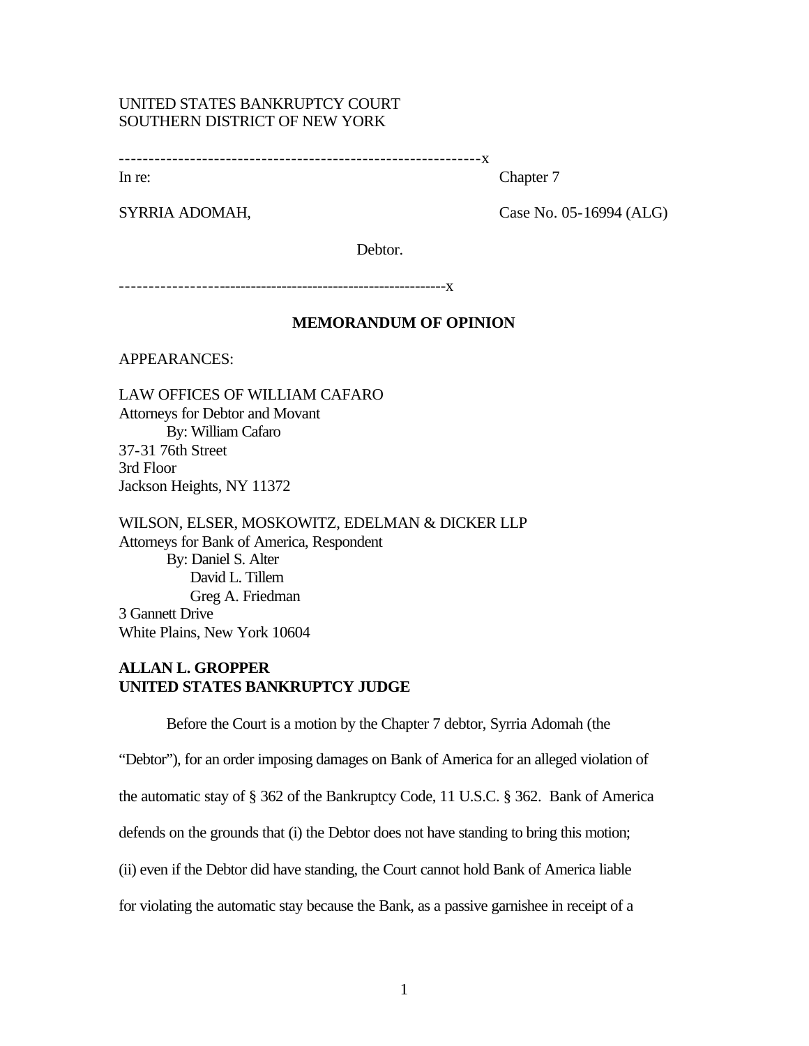UNITED STATES BANKRUPTCY COURT
SOUTHERN DISTRICT OF NEW YORK

--------------------------------------------------------------x

In re: Chapter 7

SYRRIA ADOMAH, Case No. 05-16994 (ALG)

Debtor.

--------------------------------------------------------------x

**MEMORANDUM OF OPINION**

APPEARANCES:

LAW OFFICES OF WILLIAM CAFARO
Attorneys for Debtor and Movant
By: William Cafaro
37-31 76th Street
3rd Floor
Jackson Heights, NY 11372

WILSON, ELSER, MOSKOWITZ, EDELMAN & DICKER LLP
Attorneys for Bank of America, Respondent
By: Daniel S. Alter
David L. Tillem
Greg A. Friedman
3 Gannett Drive
White Plains, New York 10604

**ALLAN L. GROPPER**
**UNITED STATES BANKRUPTCY JUDGE**

Before the Court is a motion by the Chapter 7 debtor, Syrria Adomah (the "Debtor"), for an order imposing damages on Bank of America for an alleged violation of the automatic stay of § 362 of the Bankruptcy Code, 11 U.S.C. § 362. Bank of America defends on the grounds that (i) the Debtor does not have standing to bring this motion; (ii) even if the Debtor did have standing, the Court cannot hold Bank of America liable for violating the automatic stay because the Bank, as a passive garnishee in receipt of a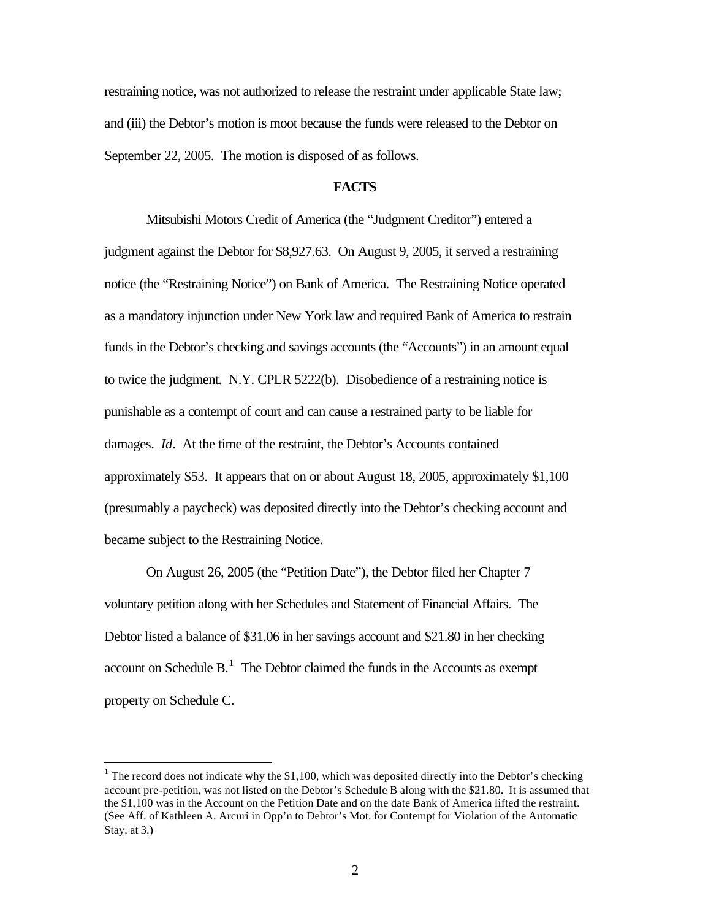restraining notice, was not authorized to release the restraint under applicable State law; and (iii) the Debtor's motion is moot because the funds were released to the Debtor on September 22, 2005. The motion is disposed of as follows.

**FACTS**

Mitsubishi Motors Credit of America (the "Judgment Creditor") entered a judgment against the Debtor for $8,927.63. On August 9, 2005, it served a restraining notice (the "Restraining Notice") on Bank of America. The Restraining Notice operated as a mandatory injunction under New York law and required Bank of America to restrain funds in the Debtor's checking and savings accounts (the "Accounts") in an amount equal to twice the judgment. N.Y. CPLR 5222(b). Disobedience of a restraining notice is punishable as a contempt of court and can cause a restrained party to be liable for damages. *Id*. At the time of the restraint, the Debtor's Accounts contained approximately $53. It appears that on or about August 18, 2005, approximately $1,100 (presumably a paycheck) was deposited directly into the Debtor's checking account and became subject to the Restraining Notice.

On August 26, 2005 (the "Petition Date"), the Debtor filed her Chapter 7 voluntary petition along with her Schedules and Statement of Financial Affairs. The Debtor listed a balance of $31.06 in her savings account and $21.80 in her checking account on Schedule B.[1] The Debtor claimed the funds in the Accounts as exempt property on Schedule C.

---

[1] The record does not indicate why the $1,100, which was deposited directly into the Debtor's checking account pre-petition, was not listed on the Debtor's Schedule B along with the $21.80. It is assumed that the $1,100 was in the Account on the Petition Date and on the date Bank of America lifted the restraint. (See Aff. of Kathleen A. Arcuri in Opp'n to Debtor's Mot. for Contempt for Violation of the Automatic Stay, at 3.)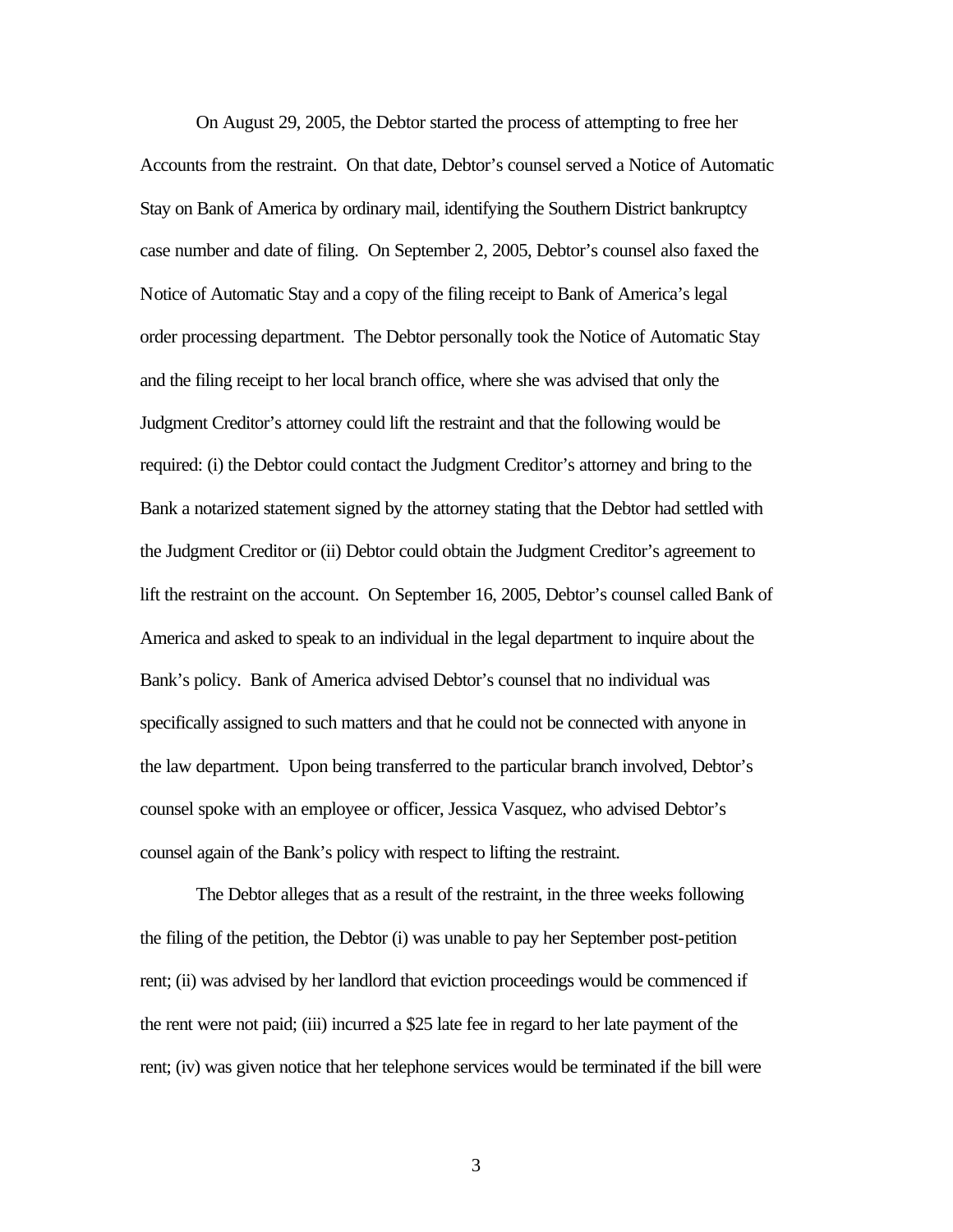On August 29, 2005, the Debtor started the process of attempting to free her Accounts from the restraint. On that date, Debtor's counsel served a Notice of Automatic Stay on Bank of America by ordinary mail, identifying the Southern District bankruptcy case number and date of filing. On September 2, 2005, Debtor's counsel also faxed the Notice of Automatic Stay and a copy of the filing receipt to Bank of America's legal order processing department. The Debtor personally took the Notice of Automatic Stay and the filing receipt to her local branch office, where she was advised that only the Judgment Creditor's attorney could lift the restraint and that the following would be required: (i) the Debtor could contact the Judgment Creditor's attorney and bring to the Bank a notarized statement signed by the attorney stating that the Debtor had settled with the Judgment Creditor or (ii) Debtor could obtain the Judgment Creditor's agreement to lift the restraint on the account. On September 16, 2005, Debtor's counsel called Bank of America and asked to speak to an individual in the legal department to inquire about the Bank's policy. Bank of America advised Debtor's counsel that no individual was specifically assigned to such matters and that he could not be connected with anyone in the law department. Upon being transferred to the particular branch involved, Debtor's counsel spoke with an employee or officer, Jessica Vasquez, who advised Debtor's counsel again of the Bank's policy with respect to lifting the restraint.

The Debtor alleges that as a result of the restraint, in the three weeks following the filing of the petition, the Debtor (i) was unable to pay her September post-petition rent; (ii) was advised by her landlord that eviction proceedings would be commenced if the rent were not paid; (iii) incurred a $25 late fee in regard to her late payment of the rent; (iv) was given notice that her telephone services would be terminated if the bill were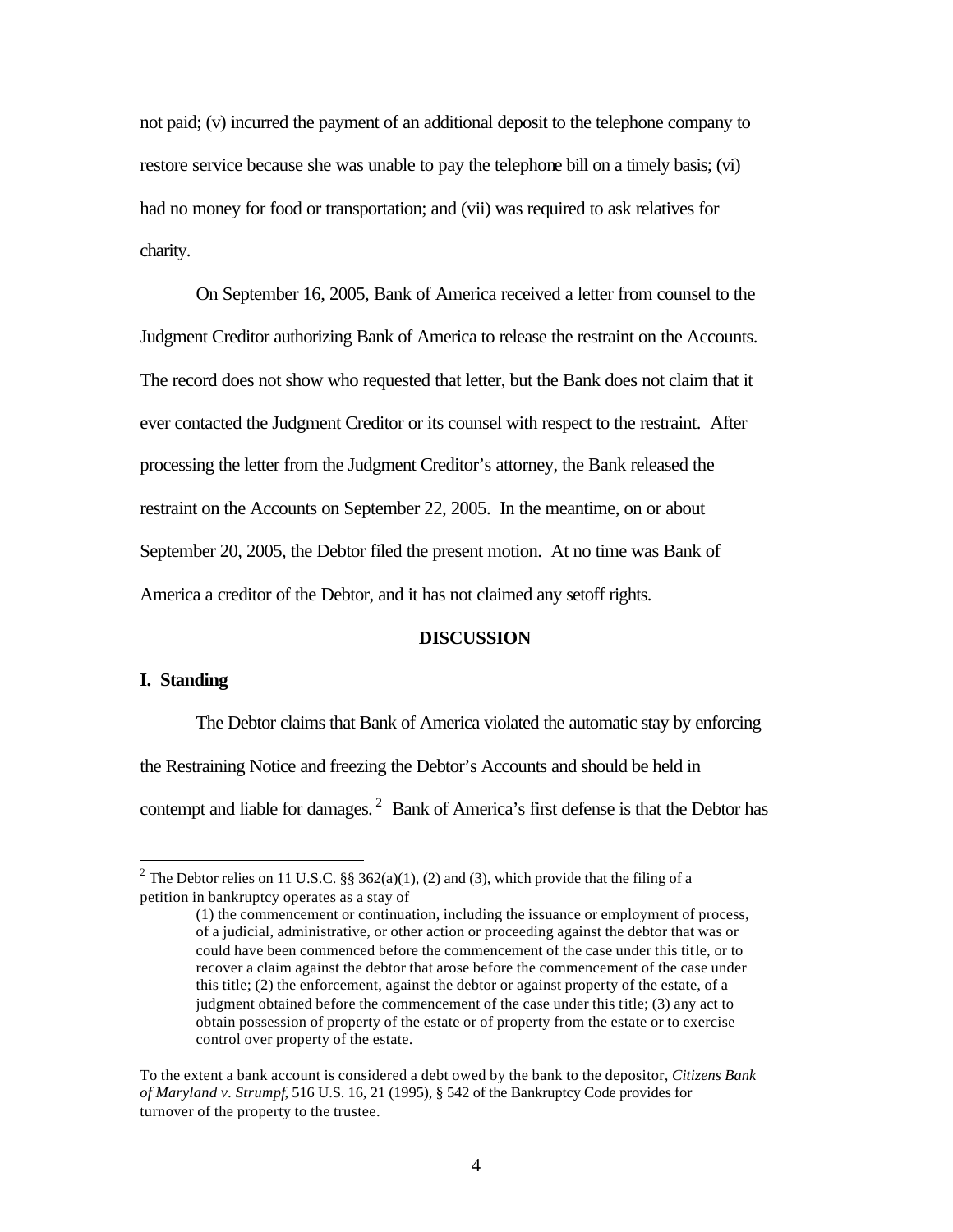not paid; (v) incurred the payment of an additional deposit to the telephone company to restore service because she was unable to pay the telephone bill on a timely basis; (vi) had no money for food or transportation; and (vii) was required to ask relatives for charity.

On September 16, 2005, Bank of America received a letter from counsel to the Judgment Creditor authorizing Bank of America to release the restraint on the Accounts. The record does not show who requested that letter, but the Bank does not claim that it ever contacted the Judgment Creditor or its counsel with respect to the restraint. After processing the letter from the Judgment Creditor's attorney, the Bank released the restraint on the Accounts on September 22, 2005. In the meantime, on or about September 20, 2005, the Debtor filed the present motion. At no time was Bank of America a creditor of the Debtor, and it has not claimed any setoff rights.

## DISCUSSION

### I. Standing

The Debtor claims that Bank of America violated the automatic stay by enforcing the Restraining Notice and freezing the Debtor's Accounts and should be held in contempt and liable for damages.[2] Bank of America's first defense is that the Debtor has

---

[2] The Debtor relies on 11 U.S.C. §§ 362(a)(1), (2) and (3), which provide that the filing of a petition in bankruptcy operates as a stay of

> (1) the commencement or continuation, including the issuance or employment of process, of a judicial, administrative, or other action or proceeding against the debtor that was or could have been commenced before the commencement of the case under this title, or to recover a claim against the debtor that arose before the commencement of the case under this title; (2) the enforcement, against the debtor or against property of the estate, of a judgment obtained before the commencement of the case under this title; (3) any act to obtain possession of property of the estate or of property from the estate or to exercise control over property of the estate.

To the extent a bank account is considered a debt owed by the bank to the depositor, *Citizens Bank of Maryland v. Strumpf*, 516 U.S. 16, 21 (1995), § 542 of the Bankruptcy Code provides for turnover of the property to the trustee.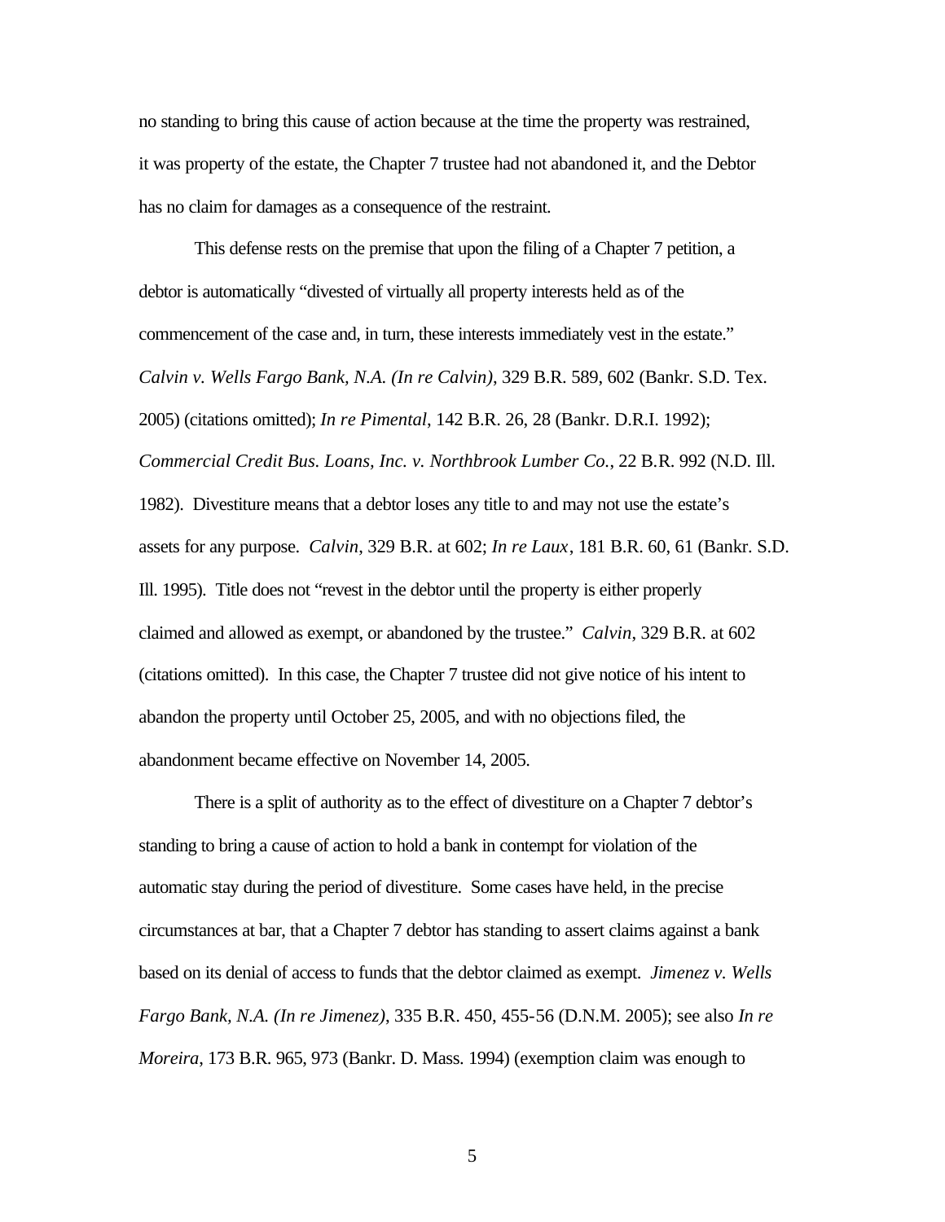no standing to bring this cause of action because at the time the property was restrained, it was property of the estate, the Chapter 7 trustee had not abandoned it, and the Debtor has no claim for damages as a consequence of the restraint.

This defense rests on the premise that upon the filing of a Chapter 7 petition, a debtor is automatically "divested of virtually all property interests held as of the commencement of the case and, in turn, these interests immediately vest in the estate." *Calvin v. Wells Fargo Bank, N.A. (In re Calvin)*, 329 B.R. 589, 602 (Bankr. S.D. Tex. 2005) (citations omitted); *In re Pimental*, 142 B.R. 26, 28 (Bankr. D.R.I. 1992); *Commercial Credit Bus. Loans, Inc. v. Northbrook Lumber Co.*, 22 B.R. 992 (N.D. Ill. 1982). Divestiture means that a debtor loses any title to and may not use the estate's assets for any purpose. *Calvin*, 329 B.R. at 602; *In re Laux*, 181 B.R. 60, 61 (Bankr. S.D. Ill. 1995). Title does not "revest in the debtor until the property is either properly claimed and allowed as exempt, or abandoned by the trustee." *Calvin*, 329 B.R. at 602 (citations omitted). In this case, the Chapter 7 trustee did not give notice of his intent to abandon the property until October 25, 2005, and with no objections filed, the abandonment became effective on November 14, 2005.

There is a split of authority as to the effect of divestiture on a Chapter 7 debtor's standing to bring a cause of action to hold a bank in contempt for violation of the automatic stay during the period of divestiture. Some cases have held, in the precise circumstances at bar, that a Chapter 7 debtor has standing to assert claims against a bank based on its denial of access to funds that the debtor claimed as exempt. *Jimenez v. Wells Fargo Bank, N.A. (In re Jimenez)*, 335 B.R. 450, 455-56 (D.N.M. 2005); see also *In re Moreira*, 173 B.R. 965, 973 (Bankr. D. Mass. 1994) (exemption claim was enough to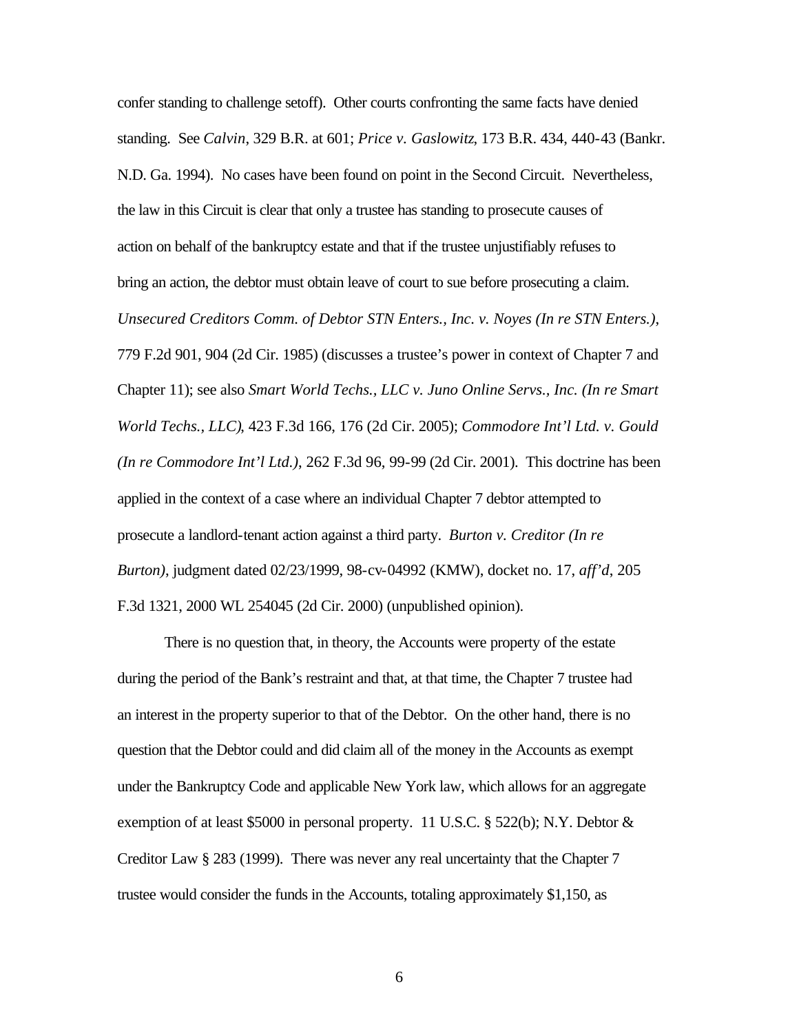confer standing to challenge setoff). Other courts confronting the same facts have denied standing. See *Calvin*, 329 B.R. at 601; *Price v. Gaslowitz*, 173 B.R. 434, 440-43 (Bankr. N.D. Ga. 1994). No cases have been found on point in the Second Circuit. Nevertheless, the law in this Circuit is clear that only a trustee has standing to prosecute causes of action on behalf of the bankruptcy estate and that if the trustee unjustifiably refuses to bring an action, the debtor must obtain leave of court to sue before prosecuting a claim. *Unsecured Creditors Comm. of Debtor STN Enters., Inc. v. Noyes (In re STN Enters.)*, 779 F.2d 901, 904 (2d Cir. 1985) (discusses a trustee's power in context of Chapter 7 and Chapter 11); see also *Smart World Techs., LLC v. Juno Online Servs., Inc. (In re Smart World Techs., LLC)*, 423 F.3d 166, 176 (2d Cir. 2005); *Commodore Int'l Ltd. v. Gould (In re Commodore Int'l Ltd.)*, 262 F.3d 96, 99-99 (2d Cir. 2001). This doctrine has been applied in the context of a case where an individual Chapter 7 debtor attempted to prosecute a landlord-tenant action against a third party. *Burton v. Creditor (In re Burton)*, judgment dated 02/23/1999, 98-cv-04992 (KMW), docket no. 17, *aff'd*, 205 F.3d 1321, 2000 WL 254045 (2d Cir. 2000) (unpublished opinion).

There is no question that, in theory, the Accounts were property of the estate during the period of the Bank's restraint and that, at that time, the Chapter 7 trustee had an interest in the property superior to that of the Debtor. On the other hand, there is no question that the Debtor could and did claim all of the money in the Accounts as exempt under the Bankruptcy Code and applicable New York law, which allows for an aggregate exemption of at least $5000 in personal property. 11 U.S.C. § 522(b); N.Y. Debtor & Creditor Law § 283 (1999). There was never any real uncertainty that the Chapter 7 trustee would consider the funds in the Accounts, totaling approximately $1,150, as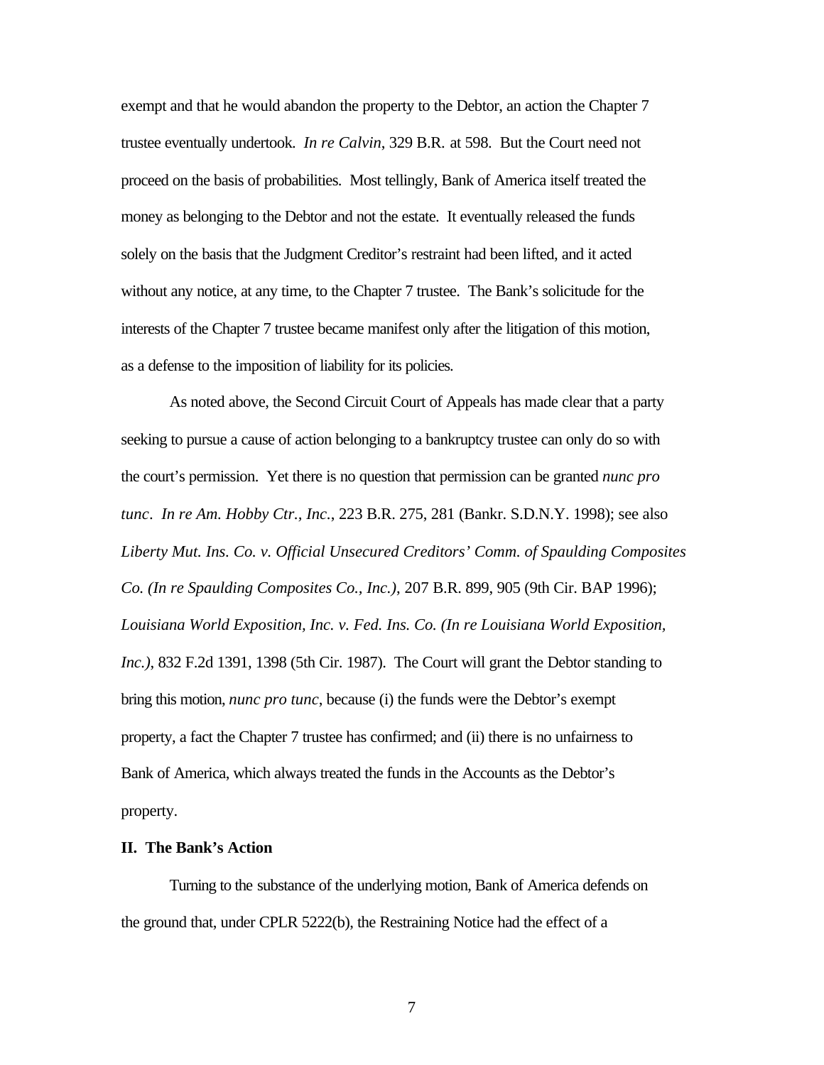exempt and that he would abandon the property to the Debtor, an action the Chapter 7 trustee eventually undertook. *In re Calvin*, 329 B.R. at 598. But the Court need not proceed on the basis of probabilities. Most tellingly, Bank of America itself treated the money as belonging to the Debtor and not the estate. It eventually released the funds solely on the basis that the Judgment Creditor's restraint had been lifted, and it acted without any notice, at any time, to the Chapter 7 trustee. The Bank's solicitude for the interests of the Chapter 7 trustee became manifest only after the litigation of this motion, as a defense to the imposition of liability for its policies.

As noted above, the Second Circuit Court of Appeals has made clear that a party seeking to pursue a cause of action belonging to a bankruptcy trustee can only do so with the court's permission. Yet there is no question that permission can be granted *nunc pro tunc*. *In re Am. Hobby Ctr., Inc.*, 223 B.R. 275, 281 (Bankr. S.D.N.Y. 1998); see also *Liberty Mut. Ins. Co. v. Official Unsecured Creditors' Comm. of Spaulding Composites Co. (In re Spaulding Composites Co., Inc.)*, 207 B.R. 899, 905 (9th Cir. BAP 1996); *Louisiana World Exposition, Inc. v. Fed. Ins. Co. (In re Louisiana World Exposition, Inc.)*, 832 F.2d 1391, 1398 (5th Cir. 1987). The Court will grant the Debtor standing to bring this motion, *nunc pro tunc*, because (i) the funds were the Debtor's exempt property, a fact the Chapter 7 trustee has confirmed; and (ii) there is no unfairness to Bank of America, which always treated the funds in the Accounts as the Debtor's property.

**II. The Bank's Action**

Turning to the substance of the underlying motion, Bank of America defends on the ground that, under CPLR 5222(b), the Restraining Notice had the effect of a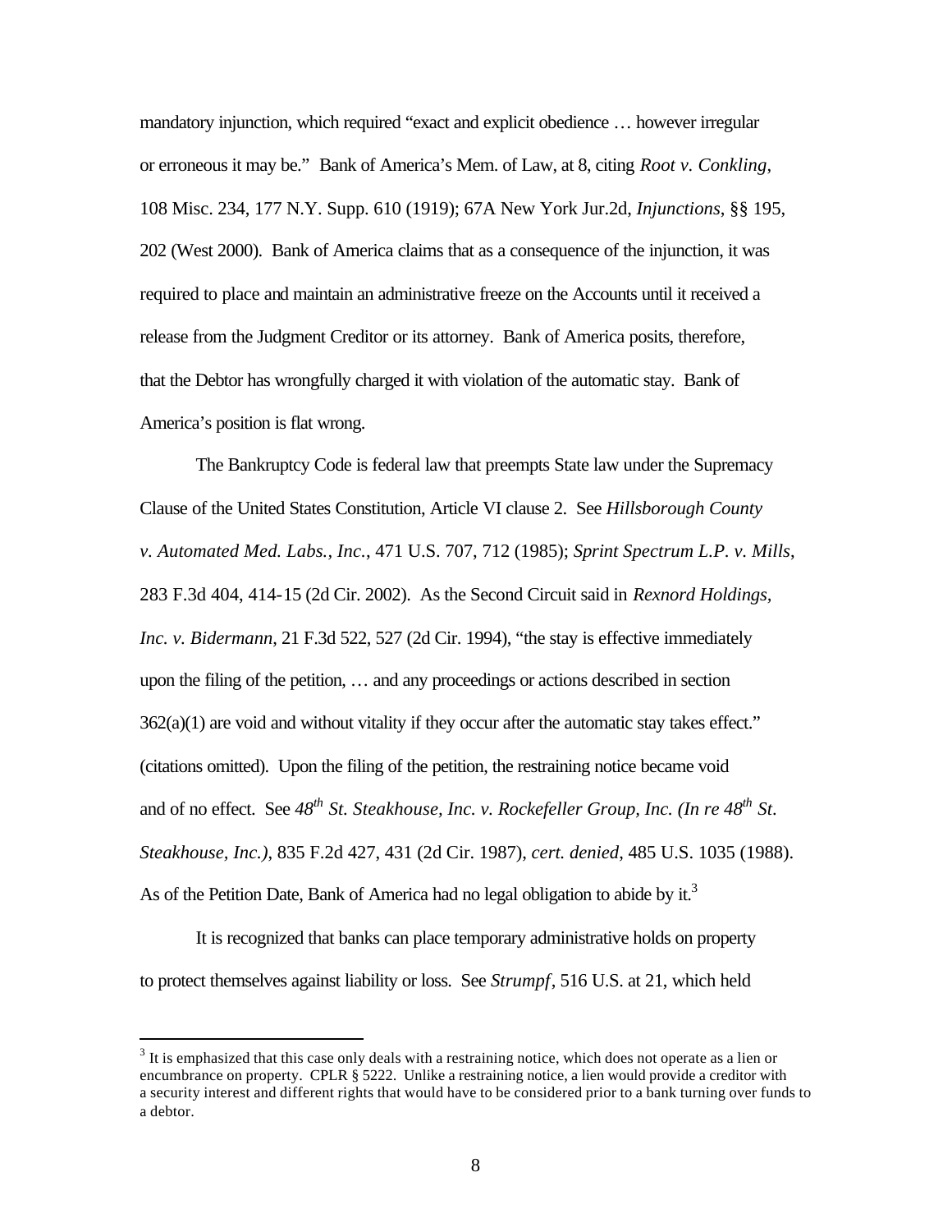mandatory injunction, which required "exact and explicit obedience … however irregular or erroneous it may be." Bank of America's Mem. of Law, at 8, citing *Root v. Conkling*, 108 Misc. 234, 177 N.Y. Supp. 610 (1919); 67A New York Jur.2d, *Injunctions*, §§ 195, 202 (West 2000). Bank of America claims that as a consequence of the injunction, it was required to place and maintain an administrative freeze on the Accounts until it received a release from the Judgment Creditor or its attorney. Bank of America posits, therefore, that the Debtor has wrongfully charged it with violation of the automatic stay. Bank of America's position is flat wrong.

The Bankruptcy Code is federal law that preempts State law under the Supremacy Clause of the United States Constitution, Article VI clause 2. See *Hillsborough County v. Automated Med. Labs., Inc.*, 471 U.S. 707, 712 (1985); *Sprint Spectrum L.P. v. Mills*, 283 F.3d 404, 414-15 (2d Cir. 2002). As the Second Circuit said in *Rexnord Holdings, Inc. v. Bidermann*, 21 F.3d 522, 527 (2d Cir. 1994), "the stay is effective immediately upon the filing of the petition, … and any proceedings or actions described in section 362(a)(1) are void and without vitality if they occur after the automatic stay takes effect." (citations omitted). Upon the filing of the petition, the restraining notice became void and of no effect. See *48th St. Steakhouse, Inc. v. Rockefeller Group, Inc. (In re 48th St. Steakhouse, Inc.)*, 835 F.2d 427, 431 (2d Cir. 1987), *cert. denied*, 485 U.S. 1035 (1988). As of the Petition Date, Bank of America had no legal obligation to abide by it.[3]

It is recognized that banks can place temporary administrative holds on property to protect themselves against liability or loss. See *Strumpf*, 516 U.S. at 21, which held

[3] It is emphasized that this case only deals with a restraining notice, which does not operate as a lien or encumbrance on property. CPLR § 5222. Unlike a restraining notice, a lien would provide a creditor with a security interest and different rights that would have to be considered prior to a bank turning over funds to a debtor.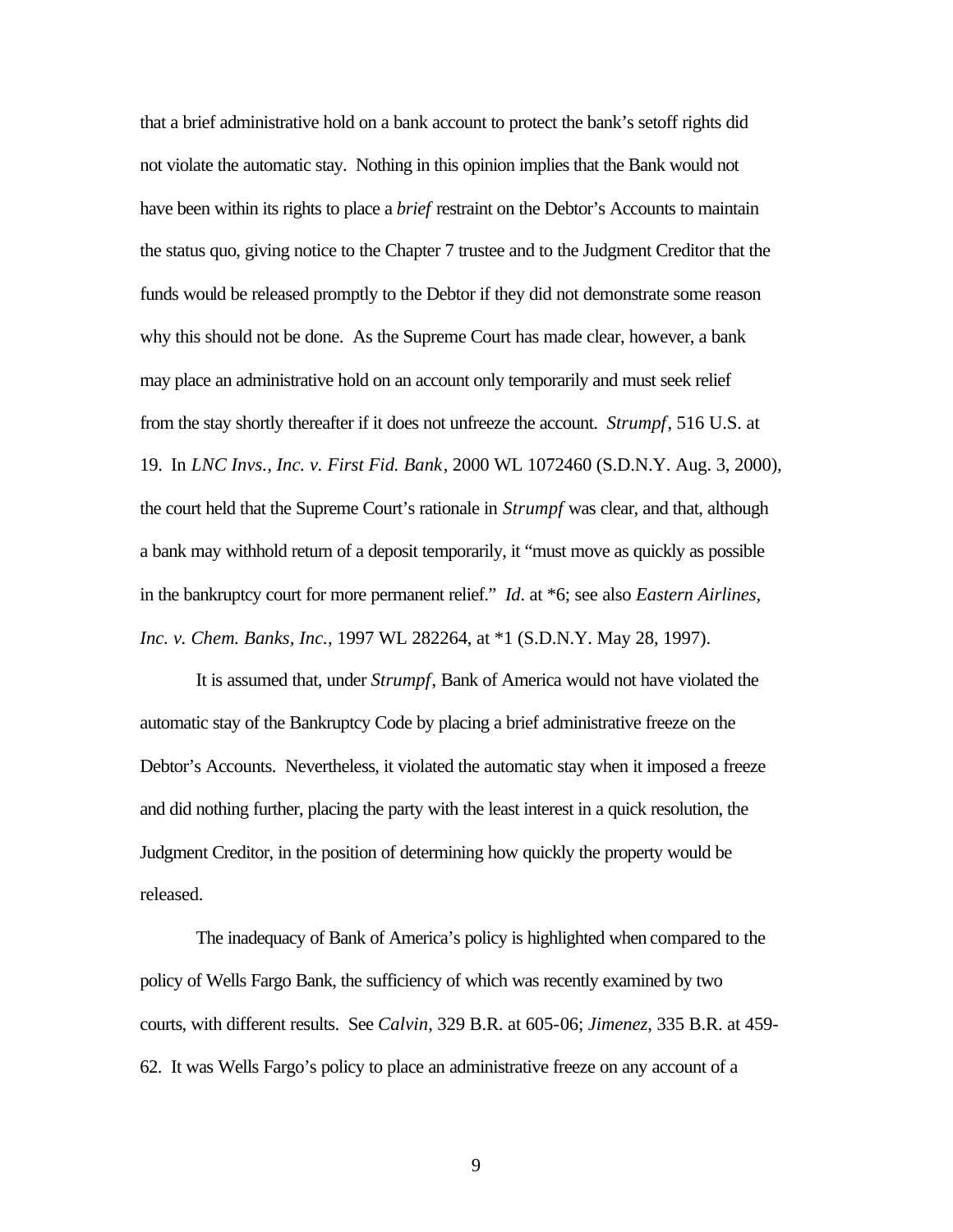that a brief administrative hold on a bank account to protect the bank's setoff rights did not violate the automatic stay. Nothing in this opinion implies that the Bank would not have been within its rights to place a *brief* restraint on the Debtor's Accounts to maintain the status quo, giving notice to the Chapter 7 trustee and to the Judgment Creditor that the funds would be released promptly to the Debtor if they did not demonstrate some reason why this should not be done. As the Supreme Court has made clear, however, a bank may place an administrative hold on an account only temporarily and must seek relief from the stay shortly thereafter if it does not unfreeze the account. *Strumpf*, 516 U.S. at 19. In *LNC Invs., Inc. v. First Fid. Bank*, 2000 WL 1072460 (S.D.N.Y. Aug. 3, 2000), the court held that the Supreme Court's rationale in *Strumpf* was clear, and that, although a bank may withhold return of a deposit temporarily, it "must move as quickly as possible in the bankruptcy court for more permanent relief." *Id*. at *6; see also *Eastern Airlines, Inc. v. Chem. Banks, Inc.*, 1997 WL 282264, at *1 (S.D.N.Y. May 28, 1997).

It is assumed that, under *Strumpf*, Bank of America would not have violated the automatic stay of the Bankruptcy Code by placing a brief administrative freeze on the Debtor's Accounts. Nevertheless, it violated the automatic stay when it imposed a freeze and did nothing further, placing the party with the least interest in a quick resolution, the Judgment Creditor, in the position of determining how quickly the property would be released.

The inadequacy of Bank of America's policy is highlighted when compared to the policy of Wells Fargo Bank, the sufficiency of which was recently examined by two courts, with different results. See *Calvin*, 329 B.R. at 605-06; *Jimenez*, 335 B.R. at 459-62. It was Wells Fargo's policy to place an administrative freeze on any account of a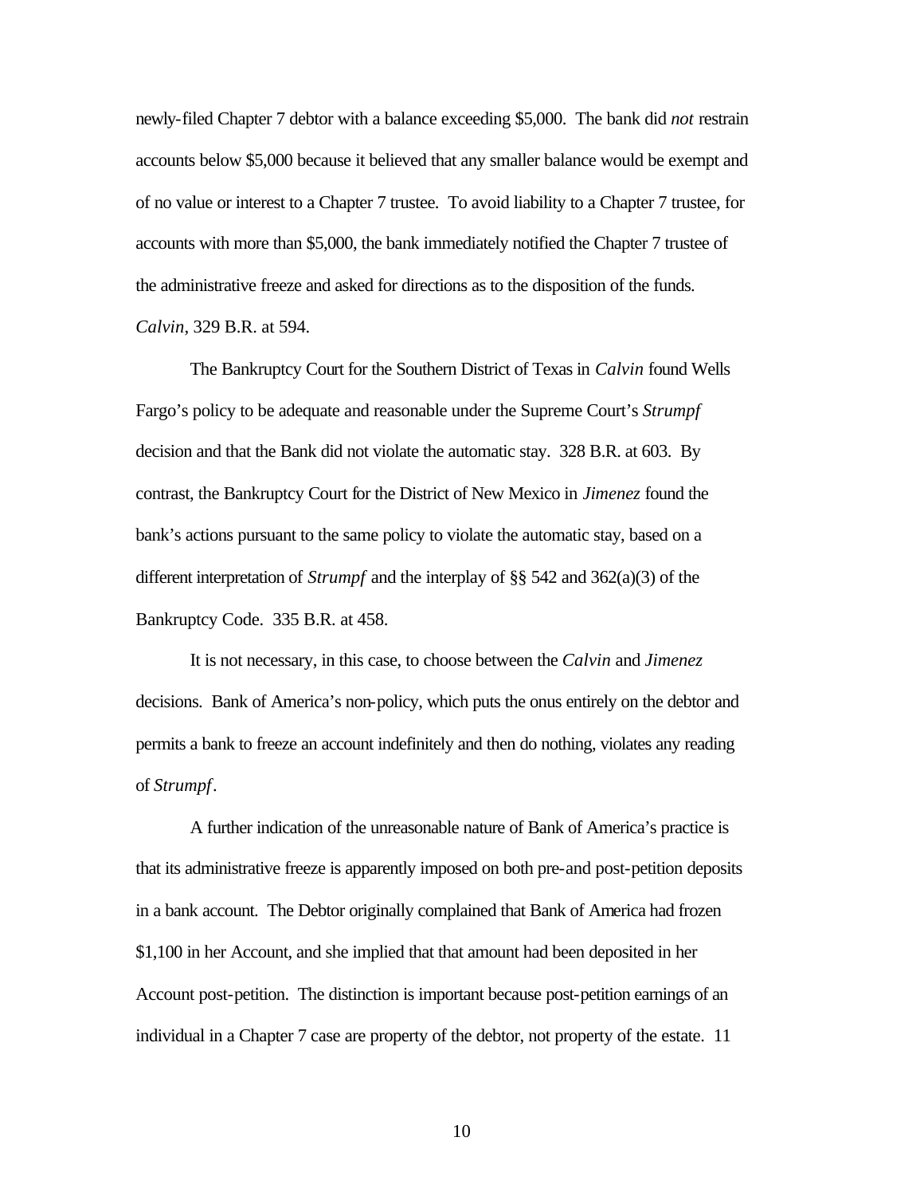newly-filed Chapter 7 debtor with a balance exceeding $5,000. The bank did *not* restrain accounts below $5,000 because it believed that any smaller balance would be exempt and of no value or interest to a Chapter 7 trustee. To avoid liability to a Chapter 7 trustee, for accounts with more than $5,000, the bank immediately notified the Chapter 7 trustee of the administrative freeze and asked for directions as to the disposition of the funds. *Calvin*, 329 B.R. at 594.

The Bankruptcy Court for the Southern District of Texas in *Calvin* found Wells Fargo's policy to be adequate and reasonable under the Supreme Court's *Strumpf* decision and that the Bank did not violate the automatic stay. 328 B.R. at 603. By contrast, the Bankruptcy Court for the District of New Mexico in *Jimenez* found the bank's actions pursuant to the same policy to violate the automatic stay, based on a different interpretation of *Strumpf* and the interplay of §§ 542 and 362(a)(3) of the Bankruptcy Code. 335 B.R. at 458.

It is not necessary, in this case, to choose between the *Calvin* and *Jimenez* decisions. Bank of America's non-policy, which puts the onus entirely on the debtor and permits a bank to freeze an account indefinitely and then do nothing, violates any reading of *Strumpf*.

A further indication of the unreasonable nature of Bank of America's practice is that its administrative freeze is apparently imposed on both pre-and post-petition deposits in a bank account. The Debtor originally complained that Bank of America had frozen $1,100 in her Account, and she implied that that amount had been deposited in her Account post-petition. The distinction is important because post-petition earnings of an individual in a Chapter 7 case are property of the debtor, not property of the estate. 11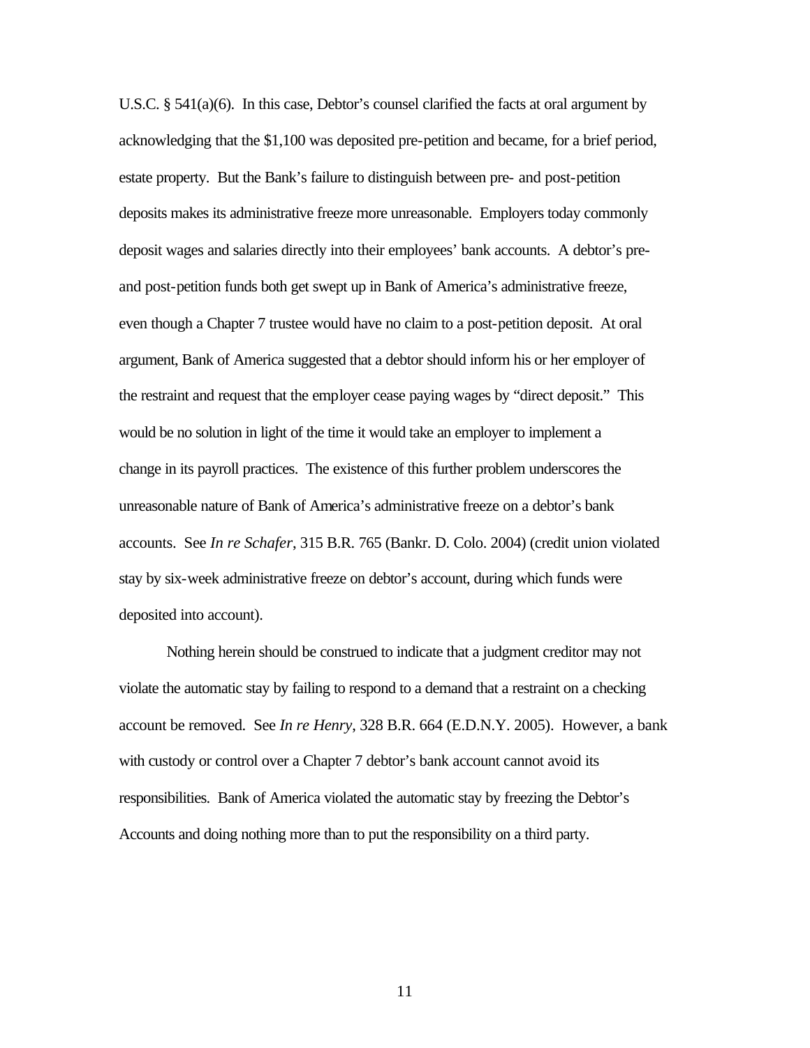U.S.C. § 541(a)(6). In this case, Debtor's counsel clarified the facts at oral argument by acknowledging that the $1,100 was deposited pre-petition and became, for a brief period, estate property. But the Bank's failure to distinguish between pre- and post-petition deposits makes its administrative freeze more unreasonable. Employers today commonly deposit wages and salaries directly into their employees' bank accounts. A debtor's pre- and post-petition funds both get swept up in Bank of America's administrative freeze, even though a Chapter 7 trustee would have no claim to a post-petition deposit. At oral argument, Bank of America suggested that a debtor should inform his or her employer of the restraint and request that the employer cease paying wages by "direct deposit." This would be no solution in light of the time it would take an employer to implement a change in its payroll practices. The existence of this further problem underscores the unreasonable nature of Bank of America's administrative freeze on a debtor's bank accounts. See *In re Schafer*, 315 B.R. 765 (Bankr. D. Colo. 2004) (credit union violated stay by six-week administrative freeze on debtor's account, during which funds were deposited into account).

Nothing herein should be construed to indicate that a judgment creditor may not violate the automatic stay by failing to respond to a demand that a restraint on a checking account be removed. See *In re Henry*, 328 B.R. 664 (E.D.N.Y. 2005). However, a bank with custody or control over a Chapter 7 debtor's bank account cannot avoid its responsibilities. Bank of America violated the automatic stay by freezing the Debtor's Accounts and doing nothing more than to put the responsibility on a third party.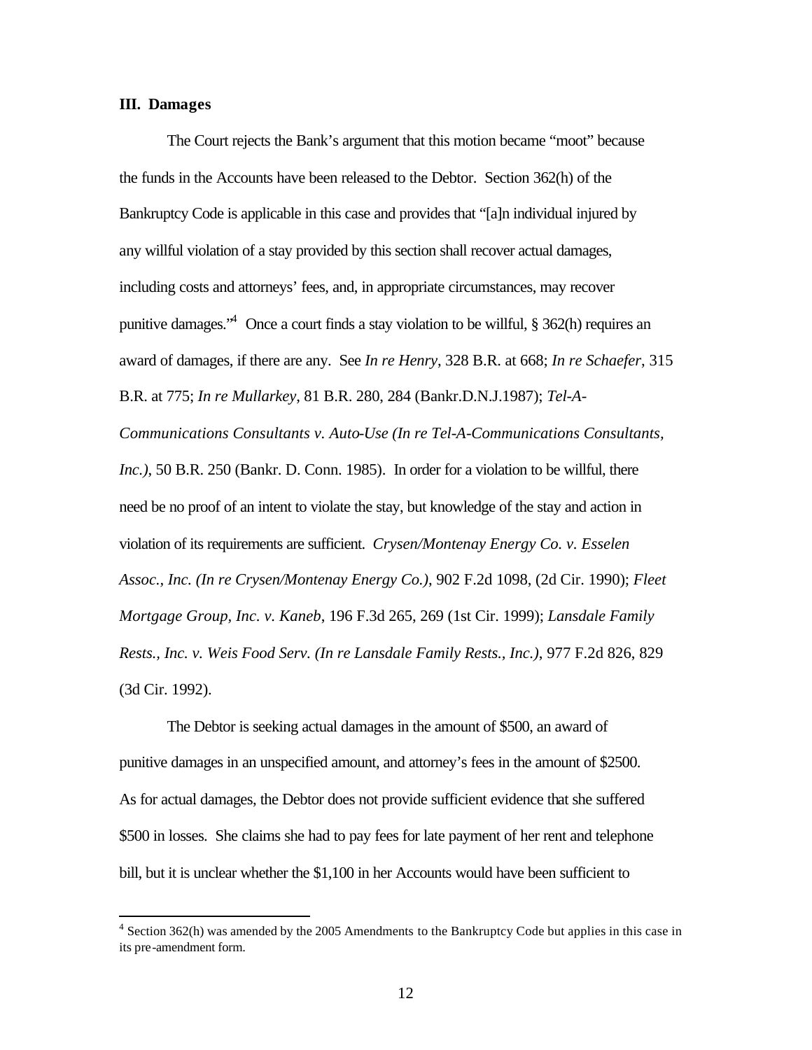### III. Damages

The Court rejects the Bank's argument that this motion became "moot" because the funds in the Accounts have been released to the Debtor. Section 362(h) of the Bankruptcy Code is applicable in this case and provides that "[a]n individual injured by any willful violation of a stay provided by this section shall recover actual damages, including costs and attorneys' fees, and, in appropriate circumstances, may recover punitive damages."[4] Once a court finds a stay violation to be willful, § 362(h) requires an award of damages, if there are any. See *In re Henry*, 328 B.R. at 668; *In re Schaefer*, 315 B.R. at 775; *In re Mullarkey*, 81 B.R. 280, 284 (Bankr.D.N.J.1987); *Tel-A-Communications Consultants v. Auto-Use (In re Tel-A-Communications Consultants, Inc.)*, 50 B.R. 250 (Bankr. D. Conn. 1985). In order for a violation to be willful, there need be no proof of an intent to violate the stay, but knowledge of the stay and action in violation of its requirements are sufficient. *Crysen/Montenay Energy Co. v. Esselen Assoc., Inc. (In re Crysen/Montenay Energy Co.)*, 902 F.2d 1098, (2d Cir. 1990); *Fleet Mortgage Group, Inc. v. Kaneb*, 196 F.3d 265, 269 (1st Cir. 1999); *Lansdale Family Rests., Inc. v. Weis Food Serv. (In re Lansdale Family Rests., Inc.)*, 977 F.2d 826, 829 (3d Cir. 1992).

The Debtor is seeking actual damages in the amount of $500, an award of punitive damages in an unspecified amount, and attorney's fees in the amount of $2500. As for actual damages, the Debtor does not provide sufficient evidence that she suffered $500 in losses. She claims she had to pay fees for late payment of her rent and telephone bill, but it is unclear whether the $1,100 in her Accounts would have been sufficient to

[4] Section 362(h) was amended by the 2005 Amendments to the Bankruptcy Code but applies in this case in its pre-amendment form.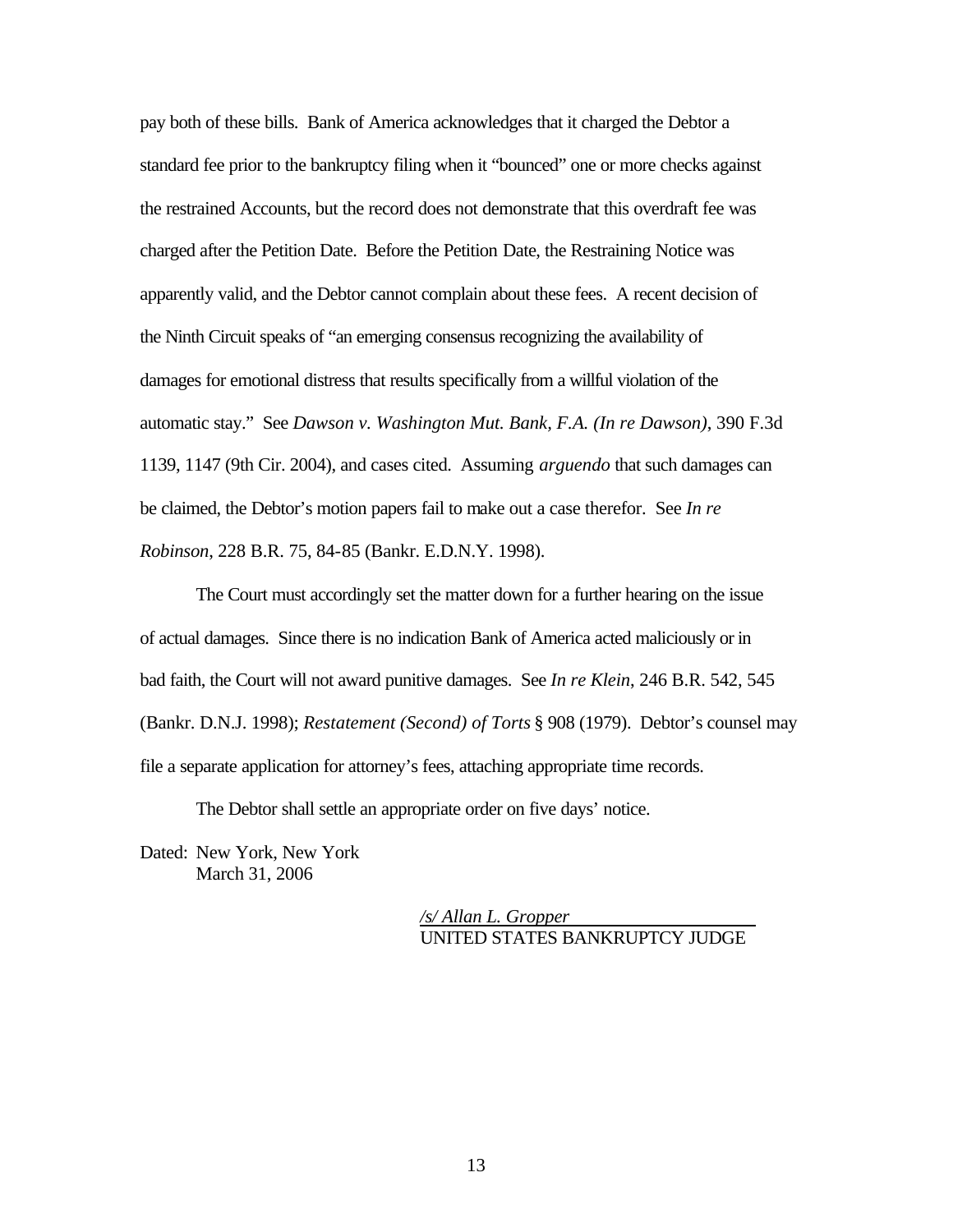pay both of these bills. Bank of America acknowledges that it charged the Debtor a standard fee prior to the bankruptcy filing when it "bounced" one or more checks against the restrained Accounts, but the record does not demonstrate that this overdraft fee was charged after the Petition Date. Before the Petition Date, the Restraining Notice was apparently valid, and the Debtor cannot complain about these fees. A recent decision of the Ninth Circuit speaks of "an emerging consensus recognizing the availability of damages for emotional distress that results specifically from a willful violation of the automatic stay." See *Dawson v. Washington Mut. Bank, F.A. (In re Dawson)*, 390 F.3d 1139, 1147 (9th Cir. 2004), and cases cited. Assuming *arguendo* that such damages can be claimed, the Debtor's motion papers fail to make out a case therefor. See *In re Robinson*, 228 B.R. 75, 84-85 (Bankr. E.D.N.Y. 1998).

The Court must accordingly set the matter down for a further hearing on the issue of actual damages. Since there is no indication Bank of America acted maliciously or in bad faith, the Court will not award punitive damages. See *In re Klein*, 246 B.R. 542, 545 (Bankr. D.N.J. 1998); *Restatement (Second) of Torts* § 908 (1979). Debtor's counsel may file a separate application for attorney's fees, attaching appropriate time records.

The Debtor shall settle an appropriate order on five days' notice.

Dated: New York, New York
March 31, 2006

*/s/ Allan L. Gropper*
UNITED STATES BANKRUPTCY JUDGE